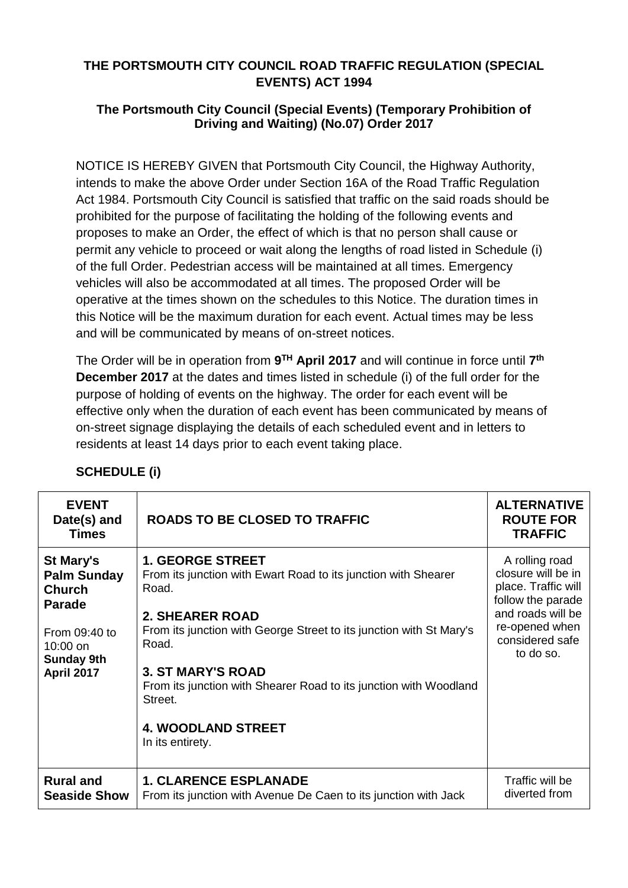**THE PORTSMOUTH CITY COUNCIL ROAD TRAFFIC REGULATION (SPECIAL EVENTS) ACT 1994**

**The Portsmouth City Council (Special Events) (Temporary Prohibition of Driving and Waiting) (No.07) Order 2017**

NOTICE IS HEREBY GIVEN that Portsmouth City Council, the Highway Authority, intends to make the above Order under Section 16A of the Road Traffic Regulation Act 1984. Portsmouth City Council is satisfied that traffic on the said roads should be prohibited for the purpose of facilitating the holding of the following events and proposes to make an Order, the effect of which is that no person shall cause or permit any vehicle to proceed or wait along the lengths of road listed in Schedule (i) of the full Order. Pedestrian access will be maintained at all times. Emergency vehicles will also be accommodated at all times. The proposed Order will be operative at the times shown on the schedules to this Notice. The duration times in this Notice will be the maximum duration for each event. Actual times may be less and will be communicated by means of on-street notices.

The Order will be in operation from **9TH April 2017** and will continue in force until **7th December 2017** at the dates and times listed in schedule (i) of the full order for the purpose of holding of events on the highway. The order for each event will be effective only when the duration of each event has been communicated by means of on-street signage displaying the details of each scheduled event and in letters to residents at least 14 days prior to each event taking place.

**SCHEDULE (i)**

| **EVENT Date(s) and Times** | **ROADS TO BE CLOSED TO TRAFFIC** | **ALTERNATIVE ROUTE FOR TRAFFIC** |
|---|---|---|
| **St Mary's Palm Sunday Church Parade**<br><br>From 09:40 to 10:00 on **Sunday 9th April 2017** | **1. GEORGE STREET**<br>From its junction with Ewart Road to its junction with Shearer Road.<br><br>**2. SHEARER ROAD**<br>From its junction with George Street to its junction with St Mary's Road.<br><br>**3. ST MARY'S ROAD**<br>From its junction with Shearer Road to its junction with Woodland Street.<br><br>**4. WOODLAND STREET**<br>In its entirety. | A rolling road closure will be in place. Traffic will follow the parade and roads will be re-opened when considered safe to do so. |
| **Rural and Seaside Show** | **1. CLARENCE ESPLANADE**<br>From its junction with Avenue De Caen to its junction with Jack | Traffic will be diverted from |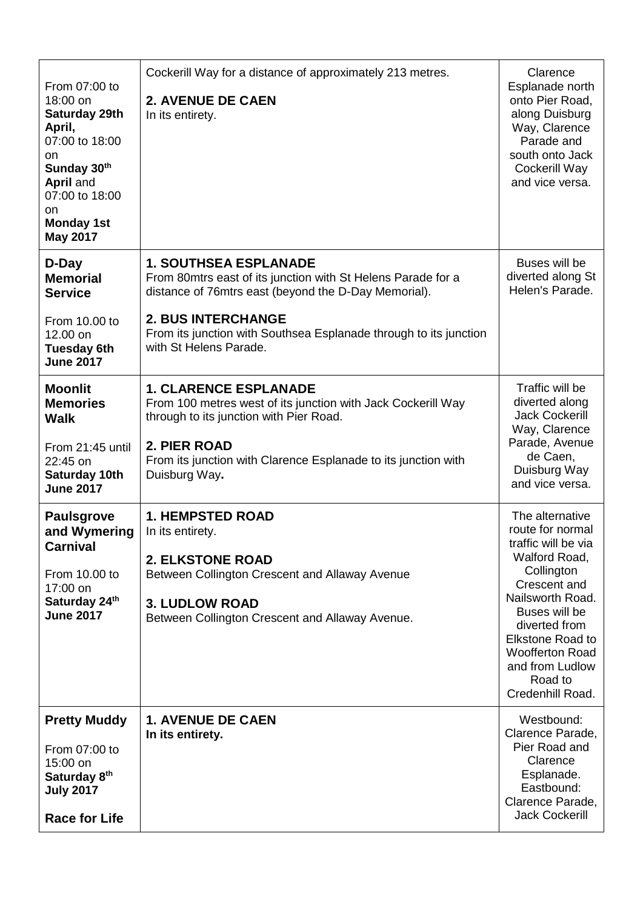| | | |
|---|---|---|
| From 07:00 to 18:00 on **Saturday 29th April,** 07:00 to 18:00 on **Sunday 30th April** and 07:00 to 18:00 on **Monday 1st May 2017** | Cockerill Way for a distance of approximately 213 metres.<br><br>**2. AVENUE DE CAEN**<br>In its entirety. | Clarence Esplanade north onto Pier Road, along Duisburg Way, Clarence Parade and south onto Jack Cockerill Way and vice versa. |
| **D-Day Memorial Service**<br><br>From 10.00 to 12.00 on **Tuesday 6th June 2017** | **1. SOUTHSEA ESPLANADE**<br>From 80mtrs east of its junction with St Helens Parade for a distance of 76mtrs east (beyond the D-Day Memorial).<br><br>**2. BUS INTERCHANGE**<br>From its junction with Southsea Esplanade through to its junction with St Helens Parade. | Buses will be diverted along St Helen's Parade. |
| **Moonlit Memories Walk**<br><br>From 21:45 until 22:45 on **Saturday 10th June 2017** | **1. CLARENCE ESPLANADE**<br>From 100 metres west of its junction with Jack Cockerill Way through to its junction with Pier Road.<br><br>**2. PIER ROAD**<br>From its junction with Clarence Esplanade to its junction with Duisburg Way**.** | Traffic will be diverted along Jack Cockerill Way, Clarence Parade, Avenue de Caen, Duisburg Way and vice versa. |
| **Paulsgrove and Wymering Carnival**<br><br>From 10.00 to 17:00 on **Saturday 24th June 2017** | **1. HEMPSTED ROAD**<br>In its entirety.<br><br>**2. ELKSTONE ROAD**<br>Between Collington Crescent and Allaway Avenue<br><br>**3. LUDLOW ROAD**<br>Between Collington Crescent and Allaway Avenue. | The alternative route for normal traffic will be via Walford Road, Collington Crescent and Nailsworth Road. Buses will be diverted from Elkstone Road to Woofferton Road and from Ludlow Road to Credenhill Road. |
| **Pretty Muddy**<br><br>From 07:00 to 15:00 on **Saturday 8th July 2017**<br><br>**Race for Life** | **1. AVENUE DE CAEN**<br>**In its entirety.** | Westbound: Clarence Parade, Pier Road and Clarence Esplanade. Eastbound: Clarence Parade, Jack Cockerill |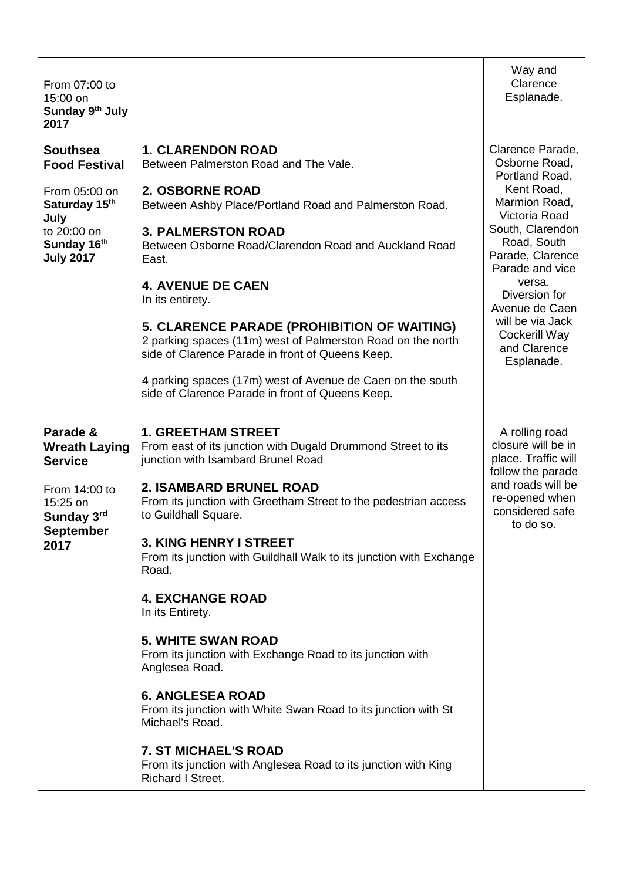| | | |
|---|---|---|
| From 07:00 to 15:00 on **Sunday 9th July 2017** | | Way and Clarence Esplanade. |
| **Southsea Food Festival**<br><br>From 05:00 on **Saturday 15th July** to 20:00 on **Sunday 16th July 2017** | **1. CLARENDON ROAD**<br>Between Palmerston Road and The Vale.<br><br>**2. OSBORNE ROAD**<br>Between Ashby Place/Portland Road and Palmerston Road.<br><br>**3. PALMERSTON ROAD**<br>Between Osborne Road/Clarendon Road and Auckland Road East.<br><br>**4. AVENUE DE CAEN**<br>In its entirety.<br><br>**5. CLARENCE PARADE (PROHIBITION OF WAITING)**<br>2 parking spaces (11m) west of Palmerston Road on the north side of Clarence Parade in front of Queens Keep.<br><br>4 parking spaces (17m) west of Avenue de Caen on the south side of Clarence Parade in front of Queens Keep. | Clarence Parade, Osborne Road, Portland Road, Kent Road, Marmion Road, Victoria Road South, Clarendon Road, South Parade, Clarence Parade and vice versa.<br>Diversion for Avenue de Caen will be via Jack Cockerill Way and Clarence Esplanade. |
| **Parade & Wreath Laying Service**<br><br>From 14:00 to 15:25 on **Sunday 3rd September 2017** | **1. GREETHAM STREET**<br>From east of its junction with Dugald Drummond Street to its junction with Isambard Brunel Road<br><br>**2. ISAMBARD BRUNEL ROAD**<br>From its junction with Greetham Street to the pedestrian access to Guildhall Square.<br><br>**3. KING HENRY I STREET**<br>From its junction with Guildhall Walk to its junction with Exchange Road.<br><br>**4. EXCHANGE ROAD**<br>In its Entirety.<br><br>**5. WHITE SWAN ROAD**<br>From its junction with Exchange Road to its junction with Anglesea Road.<br><br>**6. ANGLESEA ROAD**<br>From its junction with White Swan Road to its junction with St Michael's Road.<br><br>**7. ST MICHAEL'S ROAD**<br>From its junction with Anglesea Road to its junction with King Richard I Street. | A rolling road closure will be in place. Traffic will follow the parade and roads will be re-opened when considered safe to do so. |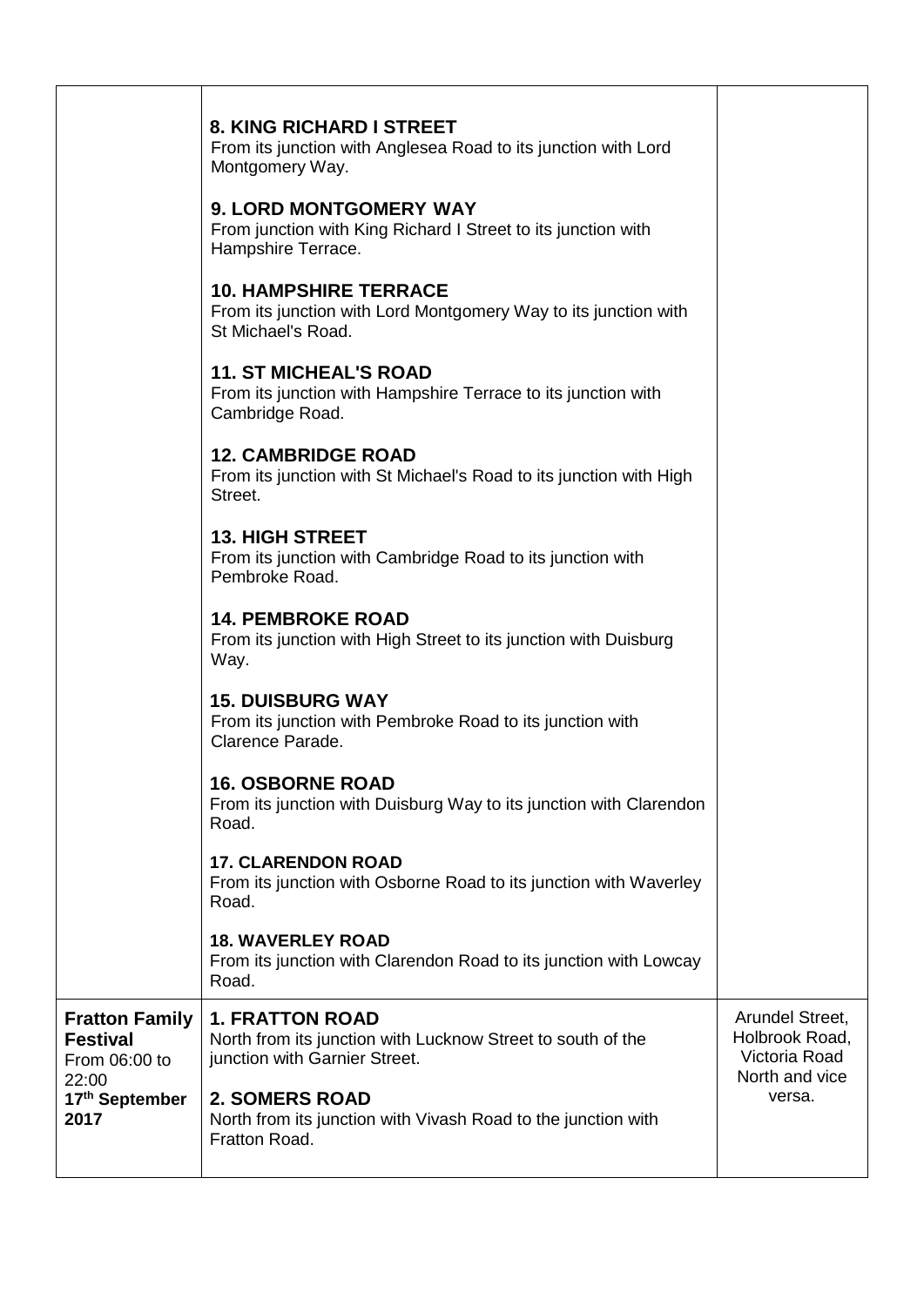| | | |
|---|---|---|
| | **8. KING RICHARD I STREET**<br>From its junction with Anglesea Road to its junction with Lord Montgomery Way.<br><br>**9. LORD MONTGOMERY WAY**<br>From junction with King Richard I Street to its junction with Hampshire Terrace.<br><br>**10. HAMPSHIRE TERRACE**<br>From its junction with Lord Montgomery Way to its junction with St Michael's Road.<br><br>**11. ST MICHEAL'S ROAD**<br>From its junction with Hampshire Terrace to its junction with Cambridge Road.<br><br>**12. CAMBRIDGE ROAD**<br>From its junction with St Michael's Road to its junction with High Street.<br><br>**13. HIGH STREET**<br>From its junction with Cambridge Road to its junction with Pembroke Road.<br><br>**14. PEMBROKE ROAD**<br>From its junction with High Street to its junction with Duisburg Way.<br><br>**15. DUISBURG WAY**<br>From its junction with Pembroke Road to its junction with Clarence Parade.<br><br>**16. OSBORNE ROAD**<br>From its junction with Duisburg Way to its junction with Clarendon Road.<br><br>**17. CLARENDON ROAD**<br>From its junction with Osborne Road to its junction with Waverley Road.<br><br>**18. WAVERLEY ROAD**<br>From its junction with Clarendon Road to its junction with Lowcay Road. | |
| **Fratton Family Festival**<br>From 06:00 to 22:00<br>**17th September 2017** | **1. FRATTON ROAD**<br>North from its junction with Lucknow Street to south of the junction with Garnier Street.<br><br>**2. SOMERS ROAD**<br>North from its junction with Vivash Road to the junction with Fratton Road. | Arundel Street, Holbrook Road, Victoria Road North and vice versa. |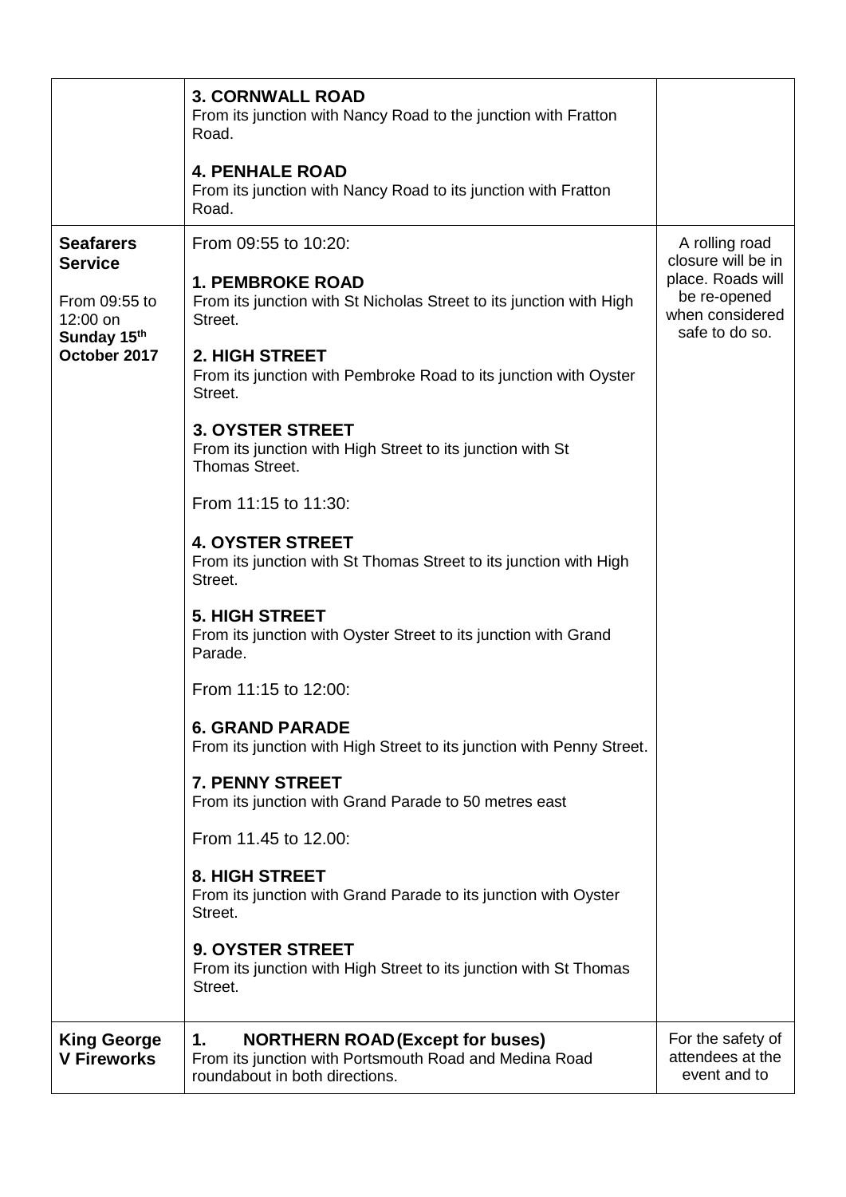| | | |
|---|---|---|
| | **3. CORNWALL ROAD**<br>From its junction with Nancy Road to the junction with Fratton Road.<br><br>**4. PENHALE ROAD**<br>From its junction with Nancy Road to its junction with Fratton Road. | |
| **Seafarers Service**<br><br>From 09:55 to 12:00 on **Sunday 15th October 2017** | From 09:55 to 10:20:<br><br>**1. PEMBROKE ROAD**<br>From its junction with St Nicholas Street to its junction with High Street.<br><br>**2. HIGH STREET**<br>From its junction with Pembroke Road to its junction with Oyster Street.<br><br>**3. OYSTER STREET**<br>From its junction with High Street to its junction with St Thomas Street.<br><br>From 11:15 to 11:30:<br><br>**4. OYSTER STREET**<br>From its junction with St Thomas Street to its junction with High Street.<br><br>**5. HIGH STREET**<br>From its junction with Oyster Street to its junction with Grand Parade.<br><br>From 11:15 to 12:00:<br><br>**6. GRAND PARADE**<br>From its junction with High Street to its junction with Penny Street.<br><br>**7. PENNY STREET**<br>From its junction with Grand Parade to 50 metres east<br><br>From 11.45 to 12.00:<br><br>**8. HIGH STREET**<br>From its junction with Grand Parade to its junction with Oyster Street.<br><br>**9. OYSTER STREET**<br>From its junction with High Street to its junction with St Thomas Street. | A rolling road closure will be in place. Roads will be re-opened when considered safe to do so. |
| **King George V Fireworks** | **1. NORTHERN ROAD (Except for buses)**<br>From its junction with Portsmouth Road and Medina Road roundabout in both directions. | For the safety of attendees at the event and to |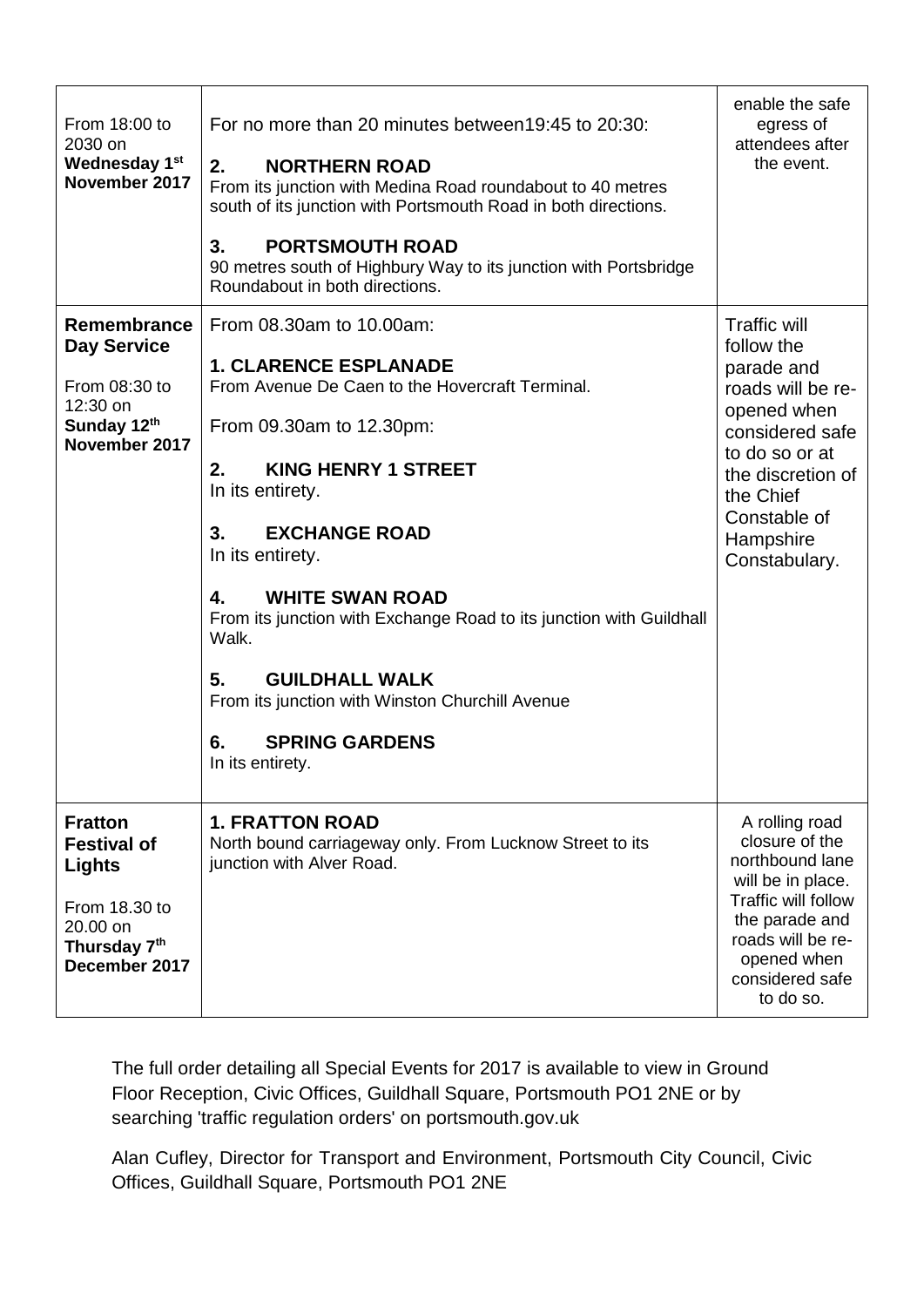| | | |
|---|---|---|
| From 18:00 to 2030 on **Wednesday 1st November 2017** | For no more than 20 minutes between19:45 to 20:30:<br><br>**2. NORTHERN ROAD**<br>From its junction with Medina Road roundabout to 40 metres south of its junction with Portsmouth Road in both directions.<br><br>**3. PORTSMOUTH ROAD**<br>90 metres south of Highbury Way to its junction with Portsbridge Roundabout in both directions. | enable the safe egress of attendees after the event. |
| **Remembrance Day Service**<br><br>From 08:30 to 12:30 on **Sunday 12th November 2017** | From 08.30am to 10.00am:<br><br>**1. CLARENCE ESPLANADE**<br>From Avenue De Caen to the Hovercraft Terminal.<br><br>From 09.30am to 12.30pm:<br><br>**2. KING HENRY 1 STREET**<br>In its entirety.<br><br>**3. EXCHANGE ROAD**<br>In its entirety.<br><br>**4. WHITE SWAN ROAD**<br>From its junction with Exchange Road to its junction with Guildhall Walk.<br><br>**5. GUILDHALL WALK**<br>From its junction with Winston Churchill Avenue<br><br>**6. SPRING GARDENS**<br>In its entirety. | Traffic will follow the parade and roads will be re-opened when considered safe to do so or at the discretion of the Chief Constable of Hampshire Constabulary. |
| **Fratton Festival of Lights**<br><br>From 18.30 to 20.00 on **Thursday 7th December 2017** | **1. FRATTON ROAD**<br>North bound carriageway only. From Lucknow Street to its junction with Alver Road. | A rolling road closure of the northbound lane will be in place. Traffic will follow the parade and roads will be re-opened when considered safe to do so. |

The full order detailing all Special Events for 2017 is available to view in Ground Floor Reception, Civic Offices, Guildhall Square, Portsmouth PO1 2NE or by searching 'traffic regulation orders' on portsmouth.gov.uk

Alan Cufley, Director for Transport and Environment, Portsmouth City Council, Civic Offices, Guildhall Square, Portsmouth PO1 2NE